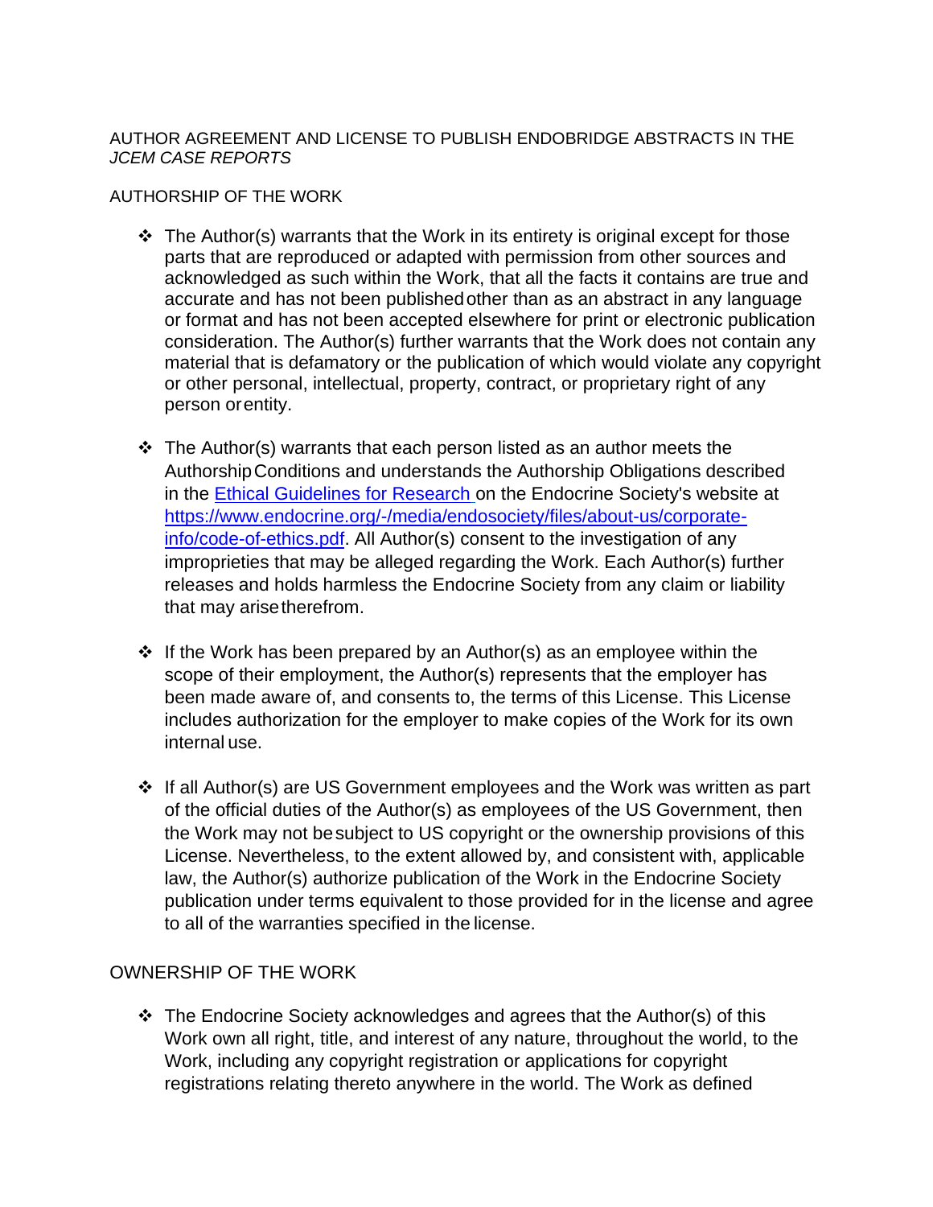AUTHOR AGREEMENT AND LICENSE TO PUBLISH ENDOBRIDGE ABSTRACTS IN THE *JCEM CASE REPORTS*

AUTHORSHIP OF THE WORK

- The Author(s) warrants that the Work in its entirety is original except for those parts that are reproduced or adapted with permission from other sources and acknowledged as such within the Work, that all the facts it contains are true and accurate and has not been published other than as an abstract in any language or format and has not been accepted elsewhere for print or electronic publication consideration. The Author(s) further warrants that the Work does not contain any material that is defamatory or the publication of which would violate any copyright or other personal, intellectual, property, contract, or proprietary right of any person or entity.

- The Author(s) warrants that each person listed as an author meets the Authorship Conditions and understands the Authorship Obligations described in the [Ethical Guidelines for Research](https://www.endocrine.org/-/media/endosociety/files/about-us/corporate-info/code-of-ethics.pdf) on the Endocrine Society's website at [https://www.endocrine.org/-/media/endosociety/files/about-us/corporate-info/code-of-ethics.pdf](https://www.endocrine.org/-/media/endosociety/files/about-us/corporate-info/code-of-ethics.pdf). All Author(s) consent to the investigation of any improprieties that may be alleged regarding the Work. Each Author(s) further releases and holds harmless the Endocrine Society from any claim or liability that may arise therefrom.

- If the Work has been prepared by an Author(s) as an employee within the scope of their employment, the Author(s) represents that the employer has been made aware of, and consents to, the terms of this License. This License includes authorization for the employer to make copies of the Work for its own internal use.

- If all Author(s) are US Government employees and the Work was written as part of the official duties of the Author(s) as employees of the US Government, then the Work may not be subject to US copyright or the ownership provisions of this License. Nevertheless, to the extent allowed by, and consistent with, applicable law, the Author(s) authorize publication of the Work in the Endocrine Society publication under terms equivalent to those provided for in the license and agree to all of the warranties specified in the license.

OWNERSHIP OF THE WORK

- The Endocrine Society acknowledges and agrees that the Author(s) of this Work own all right, title, and interest of any nature, throughout the world, to the Work, including any copyright registration or applications for copyright registrations relating thereto anywhere in the world. The Work as defined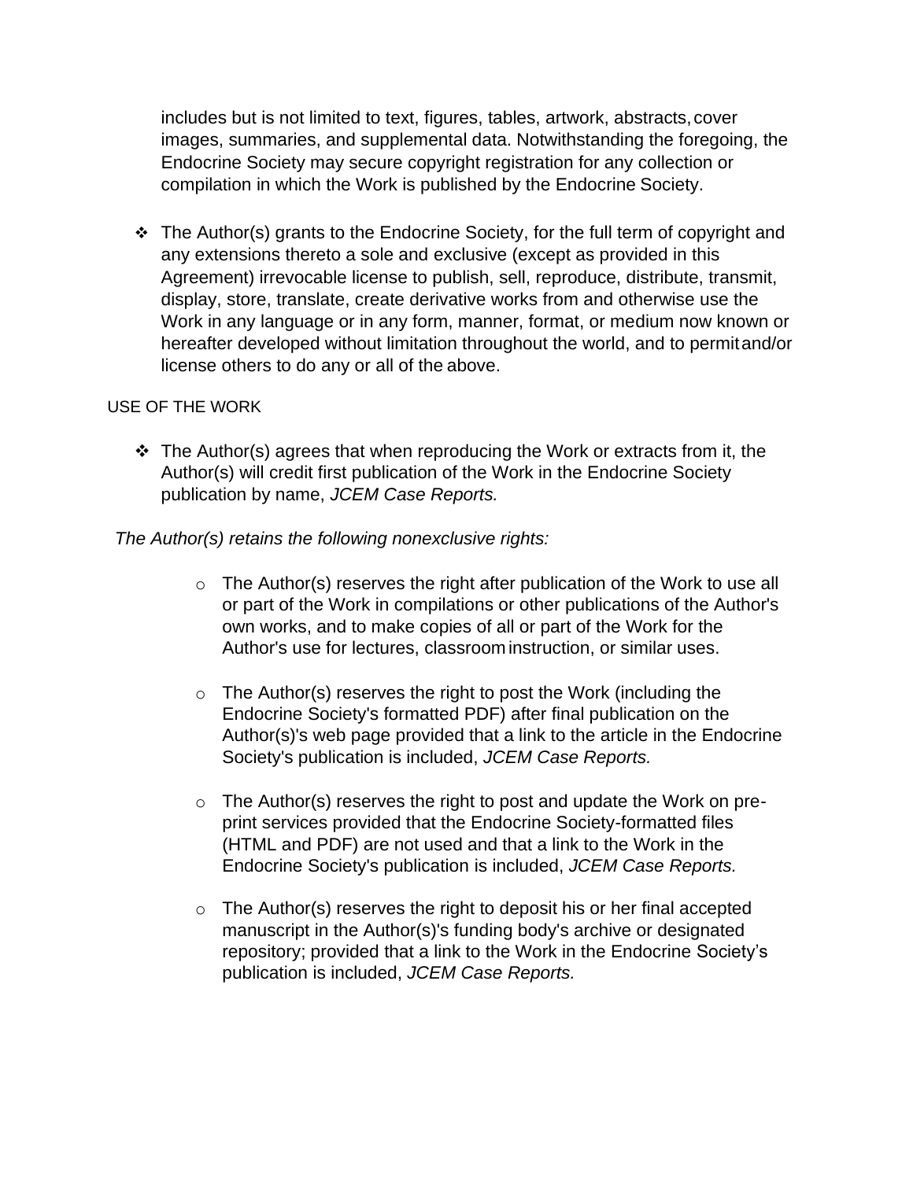includes but is not limited to text, figures, tables, artwork, abstracts, cover images, summaries, and supplemental data. Notwithstanding the foregoing, the Endocrine Society may secure copyright registration for any collection or compilation in which the Work is published by the Endocrine Society.

- The Author(s) grants to the Endocrine Society, for the full term of copyright and any extensions thereto a sole and exclusive (except as provided in this Agreement) irrevocable license to publish, sell, reproduce, distribute, transmit, display, store, translate, create derivative works from and otherwise use the Work in any language or in any form, manner, format, or medium now known or hereafter developed without limitation throughout the world, and to permit and/or license others to do any or all of the above.

USE OF THE WORK

- The Author(s) agrees that when reproducing the Work or extracts from it, the Author(s) will credit first publication of the Work in the Endocrine Society publication by name, *JCEM Case Reports.*

*The Author(s) retains the following nonexclusive rights:*

- The Author(s) reserves the right after publication of the Work to use all or part of the Work in compilations or other publications of the Author's own works, and to make copies of all or part of the Work for the Author's use for lectures, classroom instruction, or similar uses.

- The Author(s) reserves the right to post the Work (including the Endocrine Society's formatted PDF) after final publication on the Author(s)'s web page provided that a link to the article in the Endocrine Society's publication is included, *JCEM Case Reports.*

- The Author(s) reserves the right to post and update the Work on pre-print services provided that the Endocrine Society-formatted files (HTML and PDF) are not used and that a link to the Work in the Endocrine Society's publication is included, *JCEM Case Reports.*

- The Author(s) reserves the right to deposit his or her final accepted manuscript in the Author(s)'s funding body's archive or designated repository; provided that a link to the Work in the Endocrine Society's publication is included, *JCEM Case Reports.*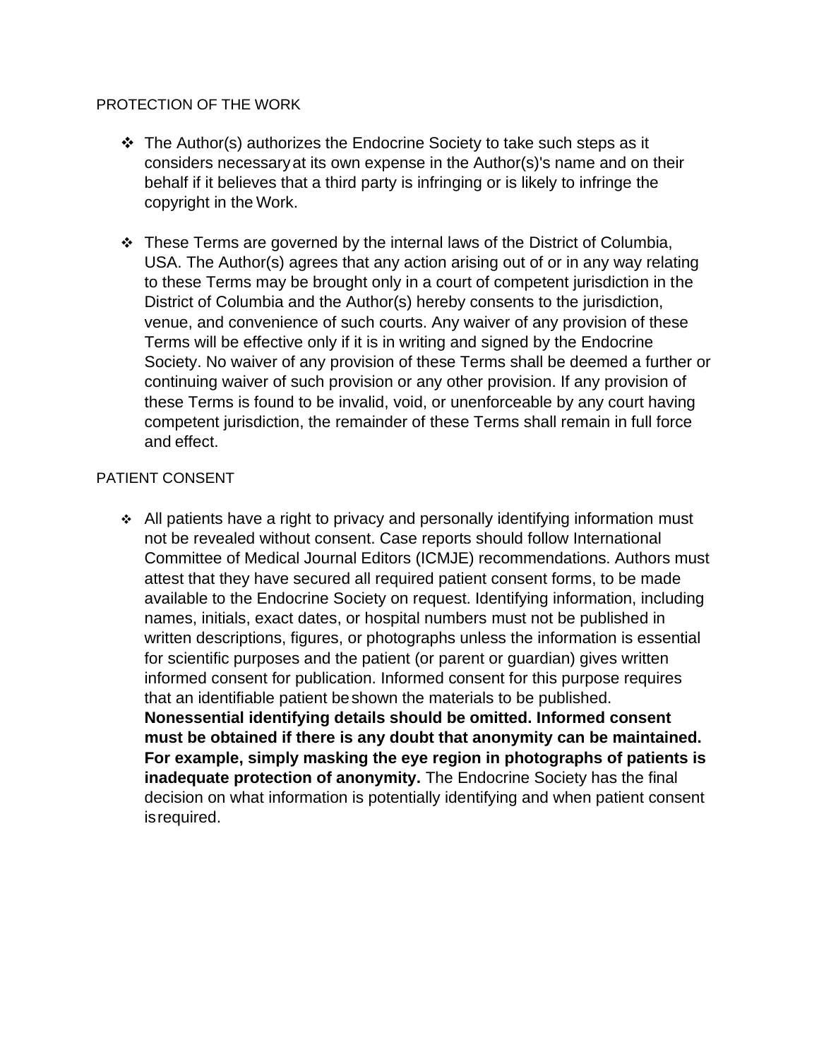PROTECTION OF THE WORK

- The Author(s) authorizes the Endocrine Society to take such steps as it considers necessary at its own expense in the Author(s)'s name and on their behalf if it believes that a third party is infringing or is likely to infringe the copyright in the Work.

- These Terms are governed by the internal laws of the District of Columbia, USA. The Author(s) agrees that any action arising out of or in any way relating to these Terms may be brought only in a court of competent jurisdiction in the District of Columbia and the Author(s) hereby consents to the jurisdiction, venue, and convenience of such courts. Any waiver of any provision of these Terms will be effective only if it is in writing and signed by the Endocrine Society. No waiver of any provision of these Terms shall be deemed a further or continuing waiver of such provision or any other provision. If any provision of these Terms is found to be invalid, void, or unenforceable by any court having competent jurisdiction, the remainder of these Terms shall remain in full force and effect.

PATIENT CONSENT

- All patients have a right to privacy and personally identifying information must not be revealed without consent. Case reports should follow International Committee of Medical Journal Editors (ICMJE) recommendations. Authors must attest that they have secured all required patient consent forms, to be made available to the Endocrine Society on request. Identifying information, including names, initials, exact dates, or hospital numbers must not be published in written descriptions, figures, or photographs unless the information is essential for scientific purposes and the patient (or parent or guardian) gives written informed consent for publication. Informed consent for this purpose requires that an identifiable patient be shown the materials to be published. **Nonessential identifying details should be omitted. Informed consent must be obtained if there is any doubt that anonymity can be maintained. For example, simply masking the eye region in photographs of patients is inadequate protection of anonymity.** The Endocrine Society has the final decision on what information is potentially identifying and when patient consent is required.